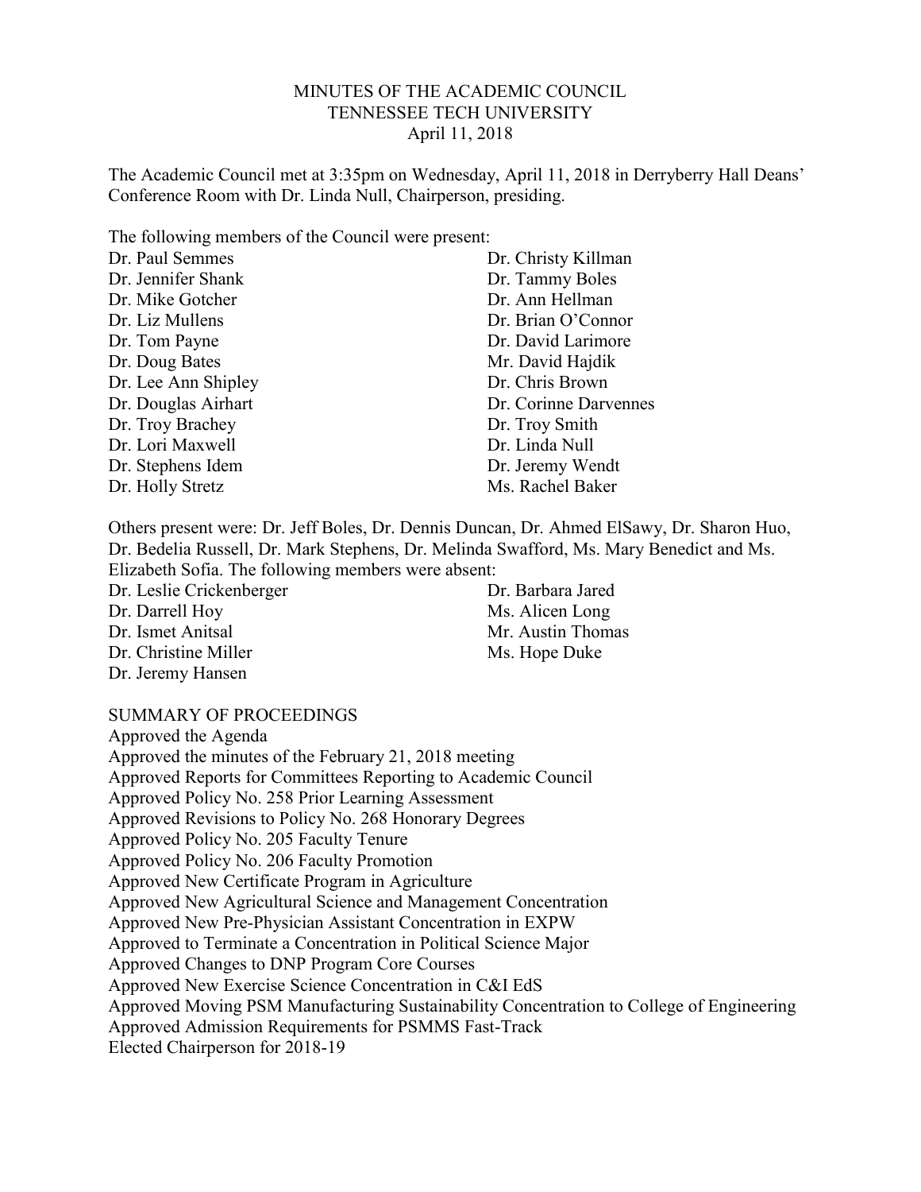MINUTES OF THE ACADEMIC COUNCIL
TENNESSEE TECH UNIVERSITY
April 11, 2018

The Academic Council met at 3:35pm on Wednesday, April 11, 2018 in Derryberry Hall Deans' Conference Room with Dr. Linda Null, Chairperson, presiding.

The following members of the Council were present:

Dr. Paul Semmes
Dr. Jennifer Shank
Dr. Mike Gotcher
Dr. Liz Mullens
Dr. Tom Payne
Dr. Doug Bates
Dr. Lee Ann Shipley
Dr. Douglas Airhart
Dr. Troy Brachey
Dr. Lori Maxwell
Dr. Stephens Idem
Dr. Holly Stretz
Dr. Christy Killman
Dr. Tammy Boles
Dr. Ann Hellman
Dr. Brian O'Connor
Dr. David Larimore
Mr. David Hajdik
Dr. Chris Brown
Dr. Corinne Darvennes
Dr. Troy Smith
Dr. Linda Null
Dr. Jeremy Wendt
Ms. Rachel Baker

Others present were: Dr. Jeff Boles, Dr. Dennis Duncan, Dr. Ahmed ElSawy, Dr. Sharon Huo, Dr. Bedelia Russell, Dr. Mark Stephens, Dr. Melinda Swafford, Ms. Mary Benedict and Ms. Elizabeth Sofia. The following members were absent:

Dr. Leslie Crickenberger
Dr. Darrell Hoy
Dr. Ismet Anitsal
Dr. Christine Miller
Dr. Jeremy Hansen
Dr. Barbara Jared
Ms. Alicen Long
Mr. Austin Thomas
Ms. Hope Duke

SUMMARY OF PROCEEDINGS

Approved the Agenda
Approved the minutes of the February 21, 2018 meeting
Approved Reports for Committees Reporting to Academic Council
Approved Policy No. 258 Prior Learning Assessment
Approved Revisions to Policy No. 268 Honorary Degrees
Approved Policy No. 205 Faculty Tenure
Approved Policy No. 206 Faculty Promotion
Approved New Certificate Program in Agriculture
Approved New Agricultural Science and Management Concentration
Approved New Pre-Physician Assistant Concentration in EXPW
Approved to Terminate a Concentration in Political Science Major
Approved Changes to DNP Program Core Courses
Approved New Exercise Science Concentration in C&I EdS
Approved Moving PSM Manufacturing Sustainability Concentration to College of Engineering
Approved Admission Requirements for PSMMS Fast-Track
Elected Chairperson for 2018-19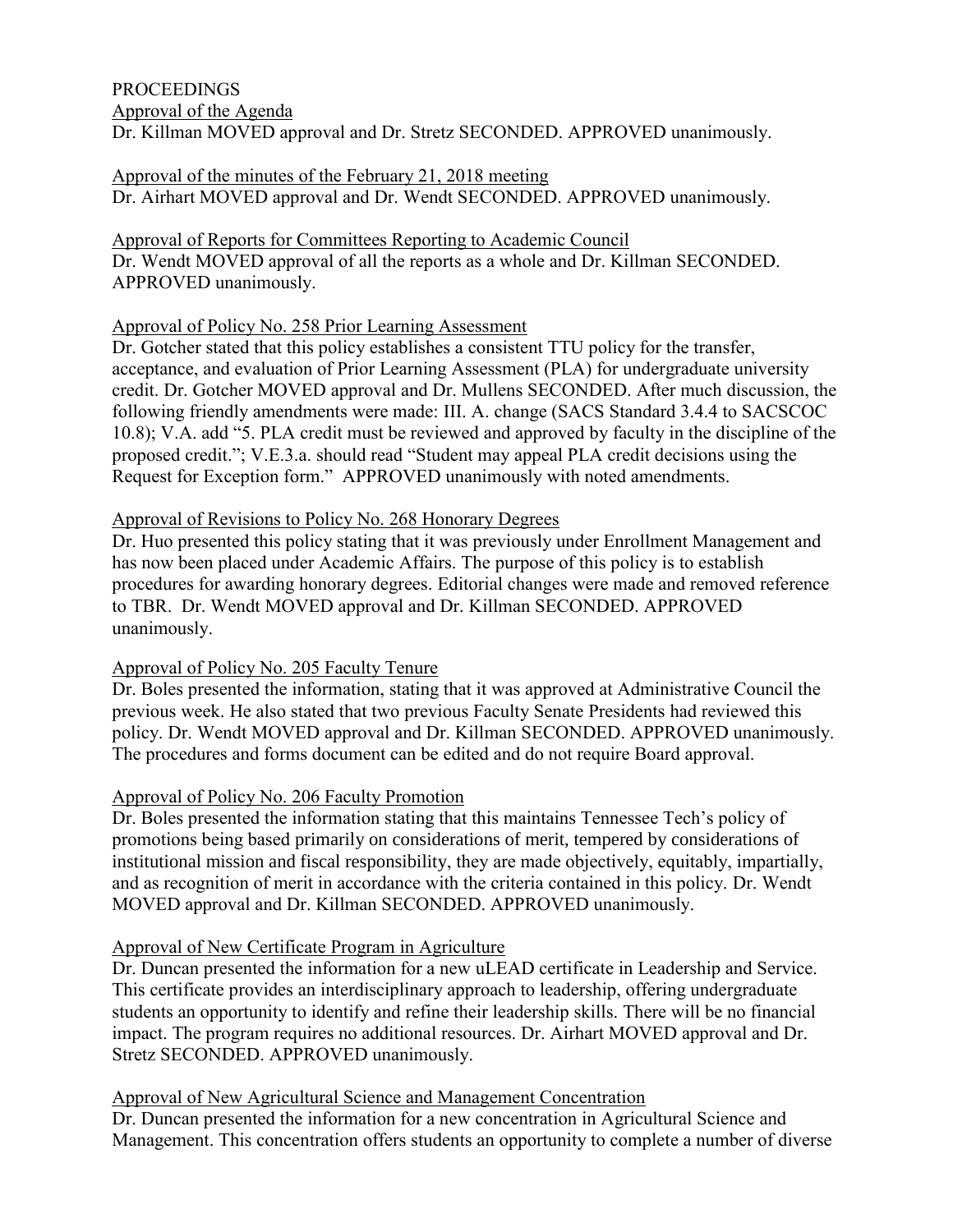PROCEEDINGS

Approval of the Agenda

Dr. Killman MOVED approval and Dr. Stretz SECONDED. APPROVED unanimously.

Approval of the minutes of the February 21, 2018 meeting

Dr. Airhart MOVED approval and Dr. Wendt SECONDED. APPROVED unanimously.

Approval of Reports for Committees Reporting to Academic Council

Dr. Wendt MOVED approval of all the reports as a whole and Dr. Killman SECONDED. APPROVED unanimously.

Approval of Policy No. 258 Prior Learning Assessment

Dr. Gotcher stated that this policy establishes a consistent TTU policy for the transfer, acceptance, and evaluation of Prior Learning Assessment (PLA) for undergraduate university credit. Dr. Gotcher MOVED approval and Dr. Mullens SECONDED. After much discussion, the following friendly amendments were made: III. A. change (SACS Standard 3.4.4 to SACSCOC 10.8); V.A. add "5. PLA credit must be reviewed and approved by faculty in the discipline of the proposed credit."; V.E.3.a. should read "Student may appeal PLA credit decisions using the Request for Exception form." APPROVED unanimously with noted amendments.

Approval of Revisions to Policy No. 268 Honorary Degrees

Dr. Huo presented this policy stating that it was previously under Enrollment Management and has now been placed under Academic Affairs. The purpose of this policy is to establish procedures for awarding honorary degrees. Editorial changes were made and removed reference to TBR. Dr. Wendt MOVED approval and Dr. Killman SECONDED. APPROVED unanimously.

Approval of Policy No. 205 Faculty Tenure

Dr. Boles presented the information, stating that it was approved at Administrative Council the previous week. He also stated that two previous Faculty Senate Presidents had reviewed this policy. Dr. Wendt MOVED approval and Dr. Killman SECONDED. APPROVED unanimously. The procedures and forms document can be edited and do not require Board approval.

Approval of Policy No. 206 Faculty Promotion

Dr. Boles presented the information stating that this maintains Tennessee Tech's policy of promotions being based primarily on considerations of merit, tempered by considerations of institutional mission and fiscal responsibility, they are made objectively, equitably, impartially, and as recognition of merit in accordance with the criteria contained in this policy. Dr. Wendt MOVED approval and Dr. Killman SECONDED. APPROVED unanimously.

Approval of New Certificate Program in Agriculture

Dr. Duncan presented the information for a new uLEAD certificate in Leadership and Service. This certificate provides an interdisciplinary approach to leadership, offering undergraduate students an opportunity to identify and refine their leadership skills. There will be no financial impact. The program requires no additional resources. Dr. Airhart MOVED approval and Dr. Stretz SECONDED. APPROVED unanimously.

Approval of New Agricultural Science and Management Concentration

Dr. Duncan presented the information for a new concentration in Agricultural Science and Management. This concentration offers students an opportunity to complete a number of diverse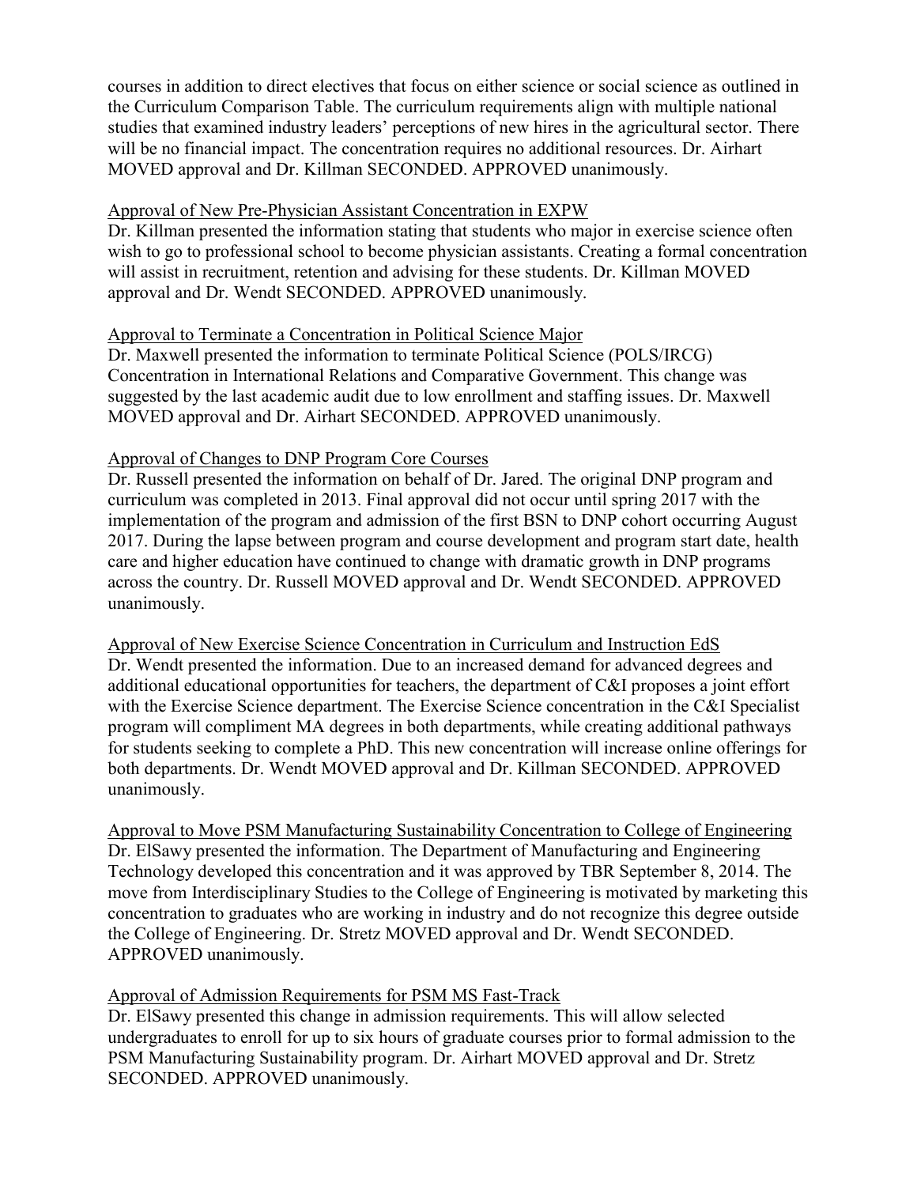courses in addition to direct electives that focus on either science or social science as outlined in the Curriculum Comparison Table. The curriculum requirements align with multiple national studies that examined industry leaders' perceptions of new hires in the agricultural sector. There will be no financial impact. The concentration requires no additional resources. Dr. Airhart MOVED approval and Dr. Killman SECONDED. APPROVED unanimously.

<u>Approval of New Pre-Physician Assistant Concentration in EXPW</u>

Dr. Killman presented the information stating that students who major in exercise science often wish to go to professional school to become physician assistants. Creating a formal concentration will assist in recruitment, retention and advising for these students. Dr. Killman MOVED approval and Dr. Wendt SECONDED. APPROVED unanimously.

<u>Approval to Terminate a Concentration in Political Science Major</u>

Dr. Maxwell presented the information to terminate Political Science (POLS/IRCG) Concentration in International Relations and Comparative Government. This change was suggested by the last academic audit due to low enrollment and staffing issues. Dr. Maxwell MOVED approval and Dr. Airhart SECONDED. APPROVED unanimously.

<u>Approval of Changes to DNP Program Core Courses</u>

Dr. Russell presented the information on behalf of Dr. Jared. The original DNP program and curriculum was completed in 2013. Final approval did not occur until spring 2017 with the implementation of the program and admission of the first BSN to DNP cohort occurring August 2017. During the lapse between program and course development and program start date, health care and higher education have continued to change with dramatic growth in DNP programs across the country. Dr. Russell MOVED approval and Dr. Wendt SECONDED. APPROVED unanimously.

<u>Approval of New Exercise Science Concentration in Curriculum and Instruction EdS</u>

Dr. Wendt presented the information. Due to an increased demand for advanced degrees and additional educational opportunities for teachers, the department of C&I proposes a joint effort with the Exercise Science department. The Exercise Science concentration in the C&I Specialist program will compliment MA degrees in both departments, while creating additional pathways for students seeking to complete a PhD. This new concentration will increase online offerings for both departments. Dr. Wendt MOVED approval and Dr. Killman SECONDED. APPROVED unanimously.

<u>Approval to Move PSM Manufacturing Sustainability Concentration to College of Engineering</u>

Dr. ElSawy presented the information. The Department of Manufacturing and Engineering Technology developed this concentration and it was approved by TBR September 8, 2014. The move from Interdisciplinary Studies to the College of Engineering is motivated by marketing this concentration to graduates who are working in industry and do not recognize this degree outside the College of Engineering. Dr. Stretz MOVED approval and Dr. Wendt SECONDED. APPROVED unanimously.

<u>Approval of Admission Requirements for PSM MS Fast-Track</u>

Dr. ElSawy presented this change in admission requirements. This will allow selected undergraduates to enroll for up to six hours of graduate courses prior to formal admission to the PSM Manufacturing Sustainability program. Dr. Airhart MOVED approval and Dr. Stretz SECONDED. APPROVED unanimously.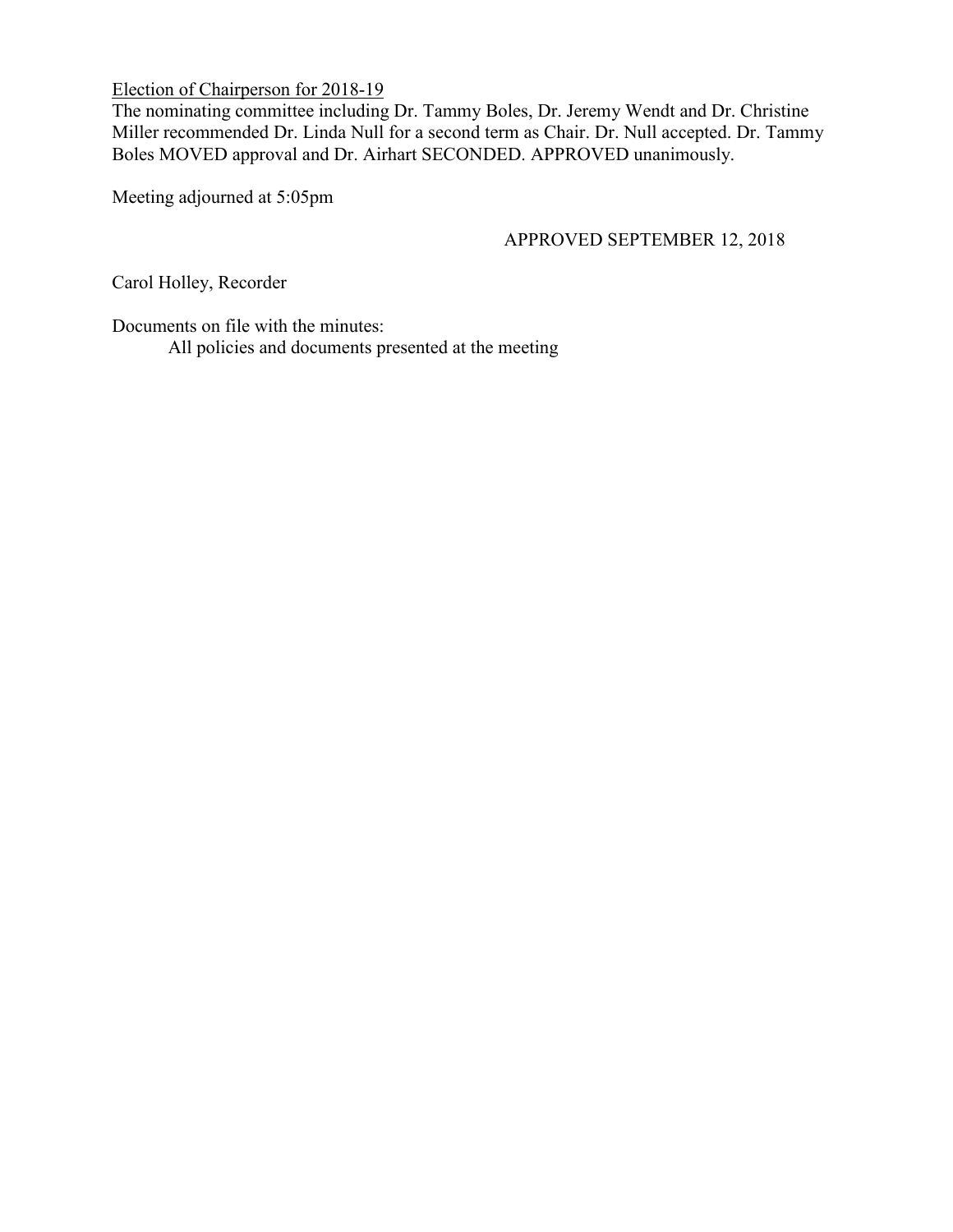<u>Election of Chairperson for 2018-19</u>

The nominating committee including Dr. Tammy Boles, Dr. Jeremy Wendt and Dr. Christine Miller recommended Dr. Linda Null for a second term as Chair. Dr. Null accepted. Dr. Tammy Boles MOVED approval and Dr. Airhart SECONDED. APPROVED unanimously.

Meeting adjourned at 5:05pm

APPROVED SEPTEMBER 12, 2018

Carol Holley, Recorder

Documents on file with the minutes:

All policies and documents presented at the meeting